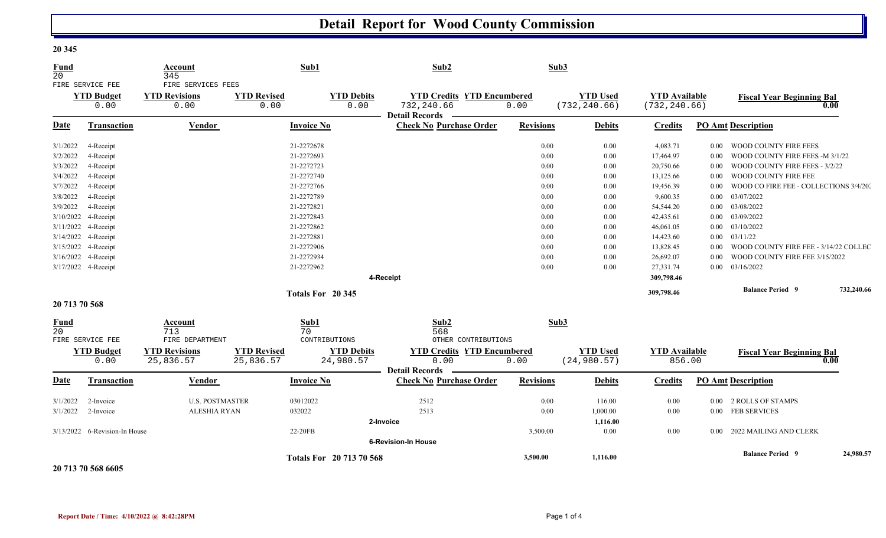# Detail Report for Wood County Commission

**20 345**

| Fund | Account | Sub1 | Sub2 | Sub3 |
|---|---|---|---|---|
| 20 | 345 | | | |
| FIRE SERVICE FEE | FIRE SERVICES FEES | | | |

| YTD Budget | YTD Revisions | YTD Revised | YTD Debits | YTD Credits | YTD Encumbered | YTD Used | YTD Available | Fiscal Year Beginning Bal |
|---|---|---|---|---|---|---|---|---|
| 0.00 | 0.00 | 0.00 | 0.00 | 732,240.66 | 0.00 | (732,240.66) | (732,240.66) | 0.00 |

**Detail Records**

| Date | Transaction | Vendor | Invoice No | Check No | Purchase Order | Revisions | Debits | Credits | PO Amt | Description |
|---|---|---|---|---|---|---|---|---|---|---|
| 3/1/2022 | 4-Receipt | | 21-2272678 | | | 0.00 | 0.00 | 4,083.71 | 0.00 | WOOD COUNTY FIRE FEES |
| 3/2/2022 | 4-Receipt | | 21-2272693 | | | 0.00 | 0.00 | 17,464.97 | 0.00 | WOOD COUNTY FIRE FEES -M 3/1/22 |
| 3/3/2022 | 4-Receipt | | 21-2272723 | | | 0.00 | 0.00 | 20,750.66 | 0.00 | WOOD COUNTY FIRE FEES - 3/2/22 |
| 3/4/2022 | 4-Receipt | | 21-2272740 | | | 0.00 | 0.00 | 13,125.66 | 0.00 | WOOD COUNTY FIRE FEE |
| 3/7/2022 | 4-Receipt | | 21-2272766 | | | 0.00 | 0.00 | 19,456.39 | 0.00 | WOOD CO FIRE FEE - COLLECTIONS 3/4/20: |
| 3/8/2022 | 4-Receipt | | 21-2272789 | | | 0.00 | 0.00 | 9,600.35 | 0.00 | 03/07/2022 |
| 3/9/2022 | 4-Receipt | | 21-2272821 | | | 0.00 | 0.00 | 54,544.20 | 0.00 | 03/08/2022 |
| 3/10/2022 | 4-Receipt | | 21-2272843 | | | 0.00 | 0.00 | 42,435.61 | 0.00 | 03/09/2022 |
| 3/11/2022 | 4-Receipt | | 21-2272862 | | | 0.00 | 0.00 | 46,061.05 | 0.00 | 03/10/2022 |
| 3/14/2022 | 4-Receipt | | 21-2272881 | | | 0.00 | 0.00 | 14,423.60 | 0.00 | 03/11/22 |
| 3/15/2022 | 4-Receipt | | 21-2272906 | | | 0.00 | 0.00 | 13,828.45 | 0.00 | WOOD COUNTY FIRE FEE - 3/14/22 COLLEC |
| 3/16/2022 | 4-Receipt | | 21-2272934 | | | 0.00 | 0.00 | 26,692.07 | 0.00 | WOOD COUNTY FIRE FEE 3/15/2022 |
| 3/17/2022 | 4-Receipt | | 21-2272962 | | | 0.00 | 0.00 | 27,331.74 | 0.00 | 03/16/2022 |
| | | | | 4-Receipt | | | | 309,798.46 | | |
| | | | Totals For 20 345 | | | | | 309,798.46 | | Balance Period 9 732,240.66 |

**20 713 70 568**

| Fund | Account | Sub1 | Sub2 | Sub3 |
|---|---|---|---|---|
| 20 | 713 | 70 | 568 | |
| FIRE SERVICE FEE | FIRE DEPARTMENT | CONTRIBUTIONS | OTHER CONTRIBUTIONS | |

| YTD Budget | YTD Revisions | YTD Revised | YTD Debits | YTD Credits | YTD Encumbered | YTD Used | YTD Available | Fiscal Year Beginning Bal |
|---|---|---|---|---|---|---|---|---|
| 0.00 | 25,836.57 | 25,836.57 | 24,980.57 | 0.00 | 0.00 | (24,980.57) | 856.00 | 0.00 |

**Detail Records**

| Date | Transaction | Vendor | Invoice No | Check No | Purchase Order | Revisions | Debits | Credits | PO Amt | Description |
|---|---|---|---|---|---|---|---|---|---|---|
| 3/1/2022 | 2-Invoice | U.S. POSTMASTER | 03012022 | 2512 | | 0.00 | 116.00 | 0.00 | 0.00 | 2 ROLLS OF STAMPS |
| 3/1/2022 | 2-Invoice | ALESHIA RYAN | 032022 | 2513 | | 0.00 | 1,000.00 | 0.00 | 0.00 | FEB SERVICES |
| | | | | 2-Invoice | | | 1,116.00 | | | |
| 3/13/2022 | 6-Revision-In House | | 22-20FB | | | 3,500.00 | 0.00 | 0.00 | 0.00 | 2022 MAILING AND CLERK |
| | | | | 6-Revision-In House | | | | | | |
| | | | Totals For 20 713 70 568 | | | 3,500.00 | 1,116.00 | | | Balance Period 9 24,980.57 |

**20 713 70 568 6605**

Report Date / Time: 4/10/2022 @ 8:42:28PM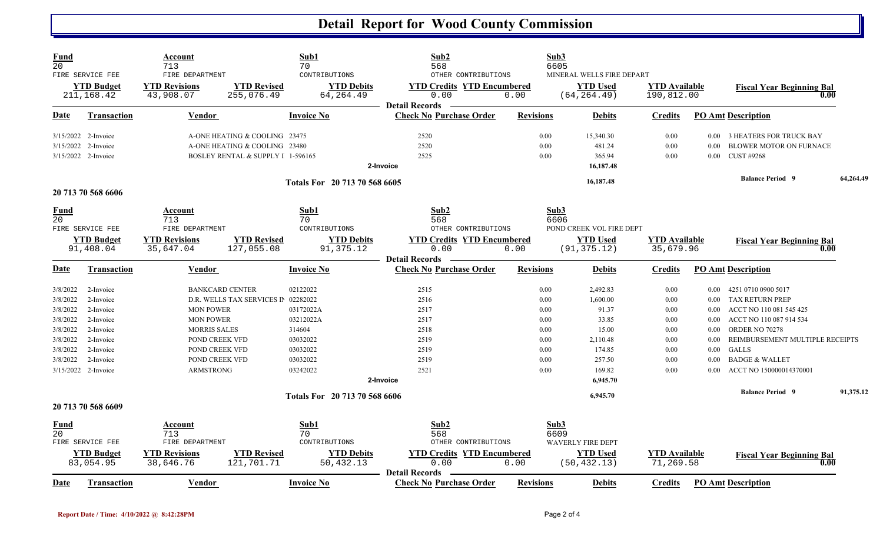# Detail Report for Wood County Commission

| Fund | Account | Sub1 | Sub2 | Sub3 |
|---|---|---|---|---|
| 20 | 713 | 70 | 568 | 6605 |
| FIRE SERVICE FEE | FIRE DEPARTMENT | CONTRIBUTIONS | OTHER CONTRIBUTIONS | MINERAL WELLS FIRE DEPART |

| YTD Budget | YTD Revisions | YTD Revised | YTD Debits | YTD Credits | YTD Encumbered | YTD Used | YTD Available | Fiscal Year Beginning Bal |
|---|---|---|---|---|---|---|---|---|
| 211,168.42 | 43,908.07 | 255,076.49 | 64,264.49 | 0.00 | 0.00 | (64,264.49) | 190,812.00 | 0.00 |

**Detail Records**

| Date | Transaction | Vendor | Invoice No | Check No | Purchase Order | Revisions | Debits | Credits | PO Amt | Description |
|---|---|---|---|---|---|---|---|---|---|---|
| 3/15/2022 | 2-Invoice | A-ONE HEATING & COOLING | 23475 | 2520 | | 0.00 | 15,340.30 | 0.00 | 0.00 | 3 HEATERS FOR TRUCK BAY |
| 3/15/2022 | 2-Invoice | A-ONE HEATING & COOLING | 23480 | 2520 | | 0.00 | 481.24 | 0.00 | 0.00 | BLOWER MOTOR ON FURNACE |
| 3/15/2022 | 2-Invoice | BOSLEY RENTAL & SUPPLY I | 1-596165 | 2525 | | 0.00 | 365.94 | 0.00 | 0.00 | CUST #9268 |
| | | | 2-Invoice | | | | 16,187.48 | | | |
| | | | Totals For 20 713 70 568 6605 | | | | 16,187.48 | | | Balance Period 9: 64,264.49 |

**20 713 70 568 6606**

| Fund | Account | Sub1 | Sub2 | Sub3 |
|---|---|---|---|---|
| 20 | 713 | 70 | 568 | 6606 |
| FIRE SERVICE FEE | FIRE DEPARTMENT | CONTRIBUTIONS | OTHER CONTRIBUTIONS | POND CREEK VOL FIRE DEPT |

| YTD Budget | YTD Revisions | YTD Revised | YTD Debits | YTD Credits | YTD Encumbered | YTD Used | YTD Available | Fiscal Year Beginning Bal |
|---|---|---|---|---|---|---|---|---|
| 91,408.04 | 35,647.04 | 127,055.08 | 91,375.12 | 0.00 | 0.00 | (91,375.12) | 35,679.96 | 0.00 |

**Detail Records**

| Date | Transaction | Vendor | Invoice No | Check No | Purchase Order | Revisions | Debits | Credits | PO Amt | Description |
|---|---|---|---|---|---|---|---|---|---|---|
| 3/8/2022 | 2-Invoice | BANKCARD CENTER | 02122022 | 2515 | | 0.00 | 2,492.83 | 0.00 | 0.00 | 4251 0710 0900 5017 |
| 3/8/2022 | 2-Invoice | D.R. WELLS TAX SERVICES IN | 02282022 | 2516 | | 0.00 | 1,600.00 | 0.00 | 0.00 | TAX RETURN PREP |
| 3/8/2022 | 2-Invoice | MON POWER | 03172022A | 2517 | | 0.00 | 91.37 | 0.00 | 0.00 | ACCT NO 110 081 545 425 |
| 3/8/2022 | 2-Invoice | MON POWER | 03212022A | 2517 | | 0.00 | 33.85 | 0.00 | 0.00 | ACCT NO 110 087 914 534 |
| 3/8/2022 | 2-Invoice | MORRIS SALES | 314604 | 2518 | | 0.00 | 15.00 | 0.00 | 0.00 | ORDER NO 70278 |
| 3/8/2022 | 2-Invoice | POND CREEK VFD | 03032022 | 2519 | | 0.00 | 2,110.48 | 0.00 | 0.00 | REIMBURSEMENT MULTIPLE RECEIPTS |
| 3/8/2022 | 2-Invoice | POND CREEK VFD | 03032022 | 2519 | | 0.00 | 174.85 | 0.00 | 0.00 | GALLS |
| 3/8/2022 | 2-Invoice | POND CREEK VFD | 03032022 | 2519 | | 0.00 | 257.50 | 0.00 | 0.00 | BADGE & WALLET |
| 3/15/2022 | 2-Invoice | ARMSTRONG | 03242022 | 2521 | | 0.00 | 169.82 | 0.00 | 0.00 | ACCT NO 150000014370001 |
| | | | 2-Invoice | | | | 6,945.70 | | | |
| | | | Totals For 20 713 70 568 6606 | | | | 6,945.70 | | | Balance Period 9: 91,375.12 |

**20 713 70 568 6609**

| Fund | Account | Sub1 | Sub2 | Sub3 |
|---|---|---|---|---|
| 20 | 713 | 70 | 568 | 6609 |
| FIRE SERVICE FEE | FIRE DEPARTMENT | CONTRIBUTIONS | OTHER CONTRIBUTIONS | WAVERLY FIRE DEPT |

| YTD Budget | YTD Revisions | YTD Revised | YTD Debits | YTD Credits | YTD Encumbered | YTD Used | YTD Available | Fiscal Year Beginning Bal |
|---|---|---|---|---|---|---|---|---|
| 83,054.95 | 38,646.76 | 121,701.71 | 50,432.13 | 0.00 | 0.00 | (50,432.13) | 71,269.58 | 0.00 |

**Detail Records**

| Date | Transaction | Vendor | Invoice No | Check No | Purchase Order | Revisions | Debits | Credits | PO Amt | Description |
|---|---|---|---|---|---|---|---|---|---|---|

Report Date / Time: 4/10/2022 @ 8:42:28PM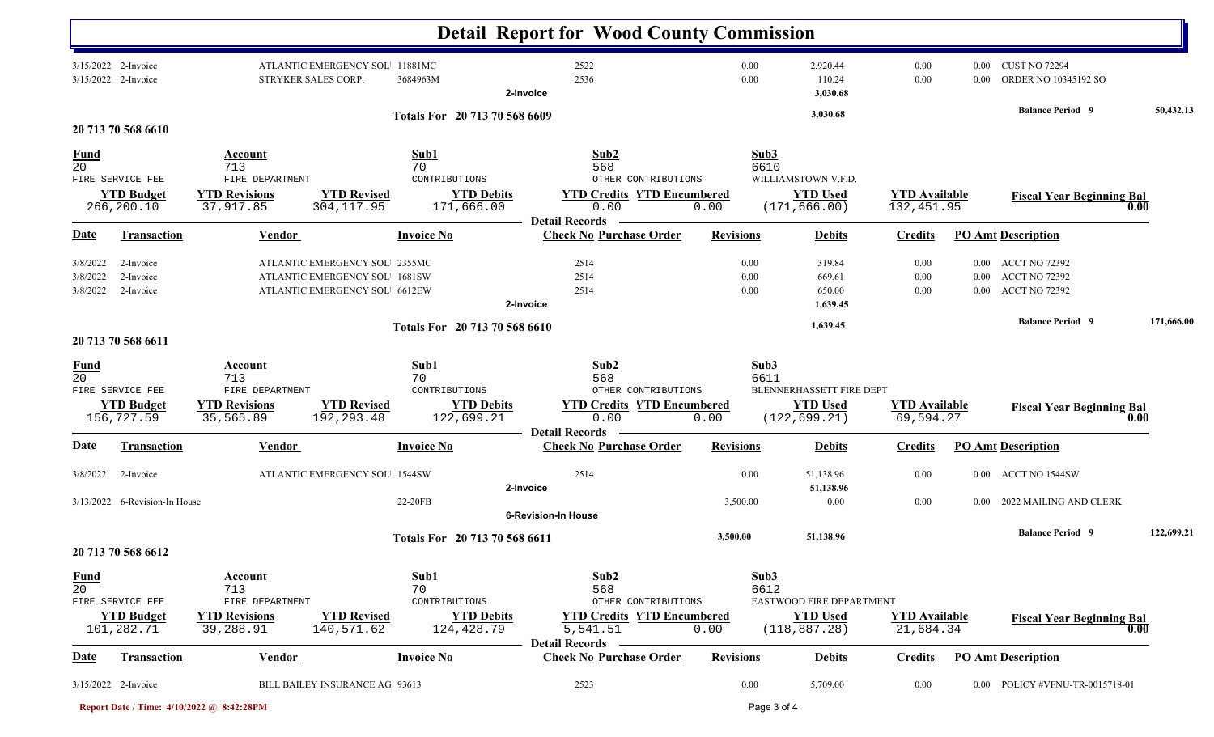# Detail Report for Wood County Commission

| Date | Transaction | Vendor | Invoice No | Check No | Purchase Order | Revisions | Debits | Credits | PO Amt | Description |
|---|---|---|---|---|---|---|---|---|---|---|
| 3/15/2022 | 2-Invoice | ATLANTIC EMERGENCY SOLU | 11881MC | 2522 | | 0.00 | 2,920.44 | 0.00 | 0.00 | CUST NO 72294 |
| 3/15/2022 | 2-Invoice | STRYKER SALES CORP. | 3684963M | 2536 | | 0.00 | 110.24 | 0.00 | 0.00 | ORDER NO 10345192 SO |
| | | | 2-Invoice | | | | 3,030.68 | | | |

**Totals For 20 713 70 568 6609** — 3,030.68 — **Balance Period 9** 50,432.13

## 20 713 70 568 6610

| Fund | Account | Sub1 | Sub2 | Sub3 |
|---|---|---|---|---|
| 20 | 713 | 70 | 568 | 6610 |
| FIRE SERVICE FEE | FIRE DEPARTMENT | CONTRIBUTIONS | OTHER CONTRIBUTIONS | WILLIAMSTOWN V.F.D. |

| YTD Budget | YTD Revisions | YTD Revised | YTD Debits | YTD Credits | YTD Encumbered | YTD Used | YTD Available | Fiscal Year Beginning Bal |
|---|---|---|---|---|---|---|---|---|
| 266,200.10 | 37,917.85 | 304,117.95 | 171,666.00 | 0.00 | 0.00 | (171,666.00) | 132,451.95 | 0.00 |

**Detail Records**

| Date | Transaction | Vendor | Invoice No | Check No | Purchase Order | Revisions | Debits | Credits | PO Amt | Description |
|---|---|---|---|---|---|---|---|---|---|---|
| 3/8/2022 | 2-Invoice | ATLANTIC EMERGENCY SOLU | 2355MC | 2514 | | 0.00 | 319.84 | 0.00 | 0.00 | ACCT NO 72392 |
| 3/8/2022 | 2-Invoice | ATLANTIC EMERGENCY SOLU | 1681SW | 2514 | | 0.00 | 669.61 | 0.00 | 0.00 | ACCT NO 72392 |
| 3/8/2022 | 2-Invoice | ATLANTIC EMERGENCY SOLU | 6612EW | 2514 | | 0.00 | 650.00 | 0.00 | 0.00 | ACCT NO 72392 |
| | | | 2-Invoice | | | | 1,639.45 | | | |

**Totals For 20 713 70 568 6610** — 1,639.45 — **Balance Period 9** 171,666.00

## 20 713 70 568 6611

| Fund | Account | Sub1 | Sub2 | Sub3 |
|---|---|---|---|---|
| 20 | 713 | 70 | 568 | 6611 |
| FIRE SERVICE FEE | FIRE DEPARTMENT | CONTRIBUTIONS | OTHER CONTRIBUTIONS | BLENNERHASSETT FIRE DEPT |

| YTD Budget | YTD Revisions | YTD Revised | YTD Debits | YTD Credits | YTD Encumbered | YTD Used | YTD Available | Fiscal Year Beginning Bal |
|---|---|---|---|---|---|---|---|---|
| 156,727.59 | 35,565.89 | 192,293.48 | 122,699.21 | 0.00 | 0.00 | (122,699.21) | 69,594.27 | 0.00 |

**Detail Records**

| Date | Transaction | Vendor | Invoice No | Check No | Purchase Order | Revisions | Debits | Credits | PO Amt | Description |
|---|---|---|---|---|---|---|---|---|---|---|
| 3/8/2022 | 2-Invoice | ATLANTIC EMERGENCY SOLU | 1544SW | 2514 | | 0.00 | 51,138.96 | 0.00 | 0.00 | ACCT NO 1544SW |
| | | | 2-Invoice | | | | 51,138.96 | | | |
| 3/13/2022 | 6-Revision-In House | | 22-20FB | | | 3,500.00 | 0.00 | 0.00 | 0.00 | 2022 MAILING AND CLERK |
| | | | 6-Revision-In House | | | | | | | |

**Totals For 20 713 70 568 6611** — 3,500.00 — 51,138.96 — **Balance Period 9** 122,699.21

## 20 713 70 568 6612

| Fund | Account | Sub1 | Sub2 | Sub3 |
|---|---|---|---|---|
| 20 | 713 | 70 | 568 | 6612 |
| FIRE SERVICE FEE | FIRE DEPARTMENT | CONTRIBUTIONS | OTHER CONTRIBUTIONS | EASTWOOD FIRE DEPARTMENT |

| YTD Budget | YTD Revisions | YTD Revised | YTD Debits | YTD Credits | YTD Encumbered | YTD Used | YTD Available | Fiscal Year Beginning Bal |
|---|---|---|---|---|---|---|---|---|
| 101,282.71 | 39,288.91 | 140,571.62 | 124,428.79 | 5,541.51 | 0.00 | (118,887.28) | 21,684.34 | 0.00 |

**Detail Records**

| Date | Transaction | Vendor | Invoice No | Check No | Purchase Order | Revisions | Debits | Credits | PO Amt | Description |
|---|---|---|---|---|---|---|---|---|---|---|
| 3/15/2022 | 2-Invoice | BILL BAILEY INSURANCE AG | 93613 | 2523 | | 0.00 | 5,709.00 | 0.00 | 0.00 | POLICY #VFNU-TR-0015718-01 |

Report Date / Time: 4/10/2022 @ 8:42:28PM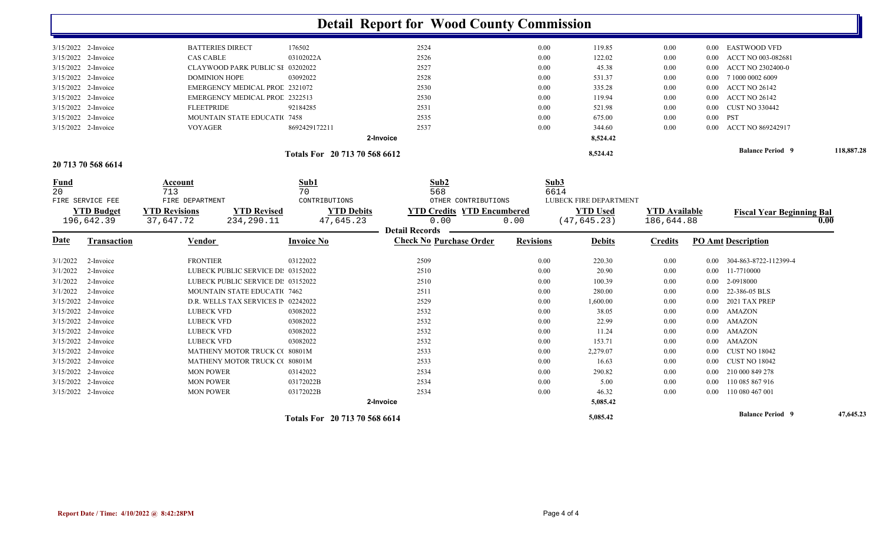# Detail Report for Wood County Commission

| Date | Transaction | Vendor | Invoice No | Check No | Purchase Order | Revisions | Debits | Credits | PO Amt | Description |
|---|---|---|---|---|---|---|---|---|---|---|
| 3/15/2022 | 2-Invoice | BATTERIES DIRECT | 176502 | 2524 | | 0.00 | 119.85 | 0.00 | 0.00 | EASTWOOD VFD |
| 3/15/2022 | 2-Invoice | CAS CABLE | 03102022A | 2526 | | 0.00 | 122.02 | 0.00 | 0.00 | ACCT NO 003-082681 |
| 3/15/2022 | 2-Invoice | CLAYWOOD PARK PUBLIC SE | 03202022 | 2527 | | 0.00 | 45.38 | 0.00 | 0.00 | ACCT NO 2302400-0 |
| 3/15/2022 | 2-Invoice | DOMINION HOPE | 03092022 | 2528 | | 0.00 | 531.37 | 0.00 | 0.00 | 7 1000 0002 6009 |
| 3/15/2022 | 2-Invoice | EMERGENCY MEDICAL PROD | 2321072 | 2530 | | 0.00 | 335.28 | 0.00 | 0.00 | ACCT NO 26142 |
| 3/15/2022 | 2-Invoice | EMERGENCY MEDICAL PROD | 2322513 | 2530 | | 0.00 | 119.94 | 0.00 | 0.00 | ACCT NO 26142 |
| 3/15/2022 | 2-Invoice | FLEETPRIDE | 92184285 | 2531 | | 0.00 | 521.98 | 0.00 | 0.00 | CUST NO 330442 |
| 3/15/2022 | 2-Invoice | MOUNTAIN STATE EDUCATIO | 7458 | 2535 | | 0.00 | 675.00 | 0.00 | 0.00 | PST |
| 3/15/2022 | 2-Invoice | VOYAGER | 8692429172211 | 2537 | | 0.00 | 344.60 | 0.00 | 0.00 | ACCT NO 869242917 |
| | | | | 2-Invoice | | | 8,524.42 | | | |
| | | | Totals For 20 713 70 568 6612 | | | | 8,524.42 | | | Balance Period 9: 118,887.28 |

## 20 713 70 568 6614

| Fund | Account | Sub1 | Sub2 | Sub3 |
|---|---|---|---|---|
| 20 | 713 | 70 | 568 | 6614 |
| FIRE SERVICE FEE | FIRE DEPARTMENT | CONTRIBUTIONS | OTHER CONTRIBUTIONS | LUBECK FIRE DEPARTMENT |

| YTD Budget | YTD Revisions | YTD Revised | YTD Debits | YTD Credits | YTD Encumbered | YTD Used | YTD Available | Fiscal Year Beginning Bal |
|---|---|---|---|---|---|---|---|---|
| 196,642.39 | 37,647.72 | 234,290.11 | 47,645.23 | 0.00 | 0.00 | (47,645.23) | 186,644.88 | 0.00 |

**Detail Records**

| Date | Transaction | Vendor | Invoice No | Check No | Purchase Order | Revisions | Debits | Credits | PO Amt | Description |
|---|---|---|---|---|---|---|---|---|---|---|
| 3/1/2022 | 2-Invoice | FRONTIER | 03122022 | 2509 | | 0.00 | 220.30 | 0.00 | 0.00 | 304-863-8722-112399-4 |
| 3/1/2022 | 2-Invoice | LUBECK PUBLIC SERVICE DIS | 03152022 | 2510 | | 0.00 | 20.90 | 0.00 | 0.00 | 11-7710000 |
| 3/1/2022 | 2-Invoice | LUBECK PUBLIC SERVICE DIS | 03152022 | 2510 | | 0.00 | 100.39 | 0.00 | 0.00 | 2-0918000 |
| 3/1/2022 | 2-Invoice | MOUNTAIN STATE EDUCATIO | 7462 | 2511 | | 0.00 | 280.00 | 0.00 | 0.00 | 22-386-05 BLS |
| 3/15/2022 | 2-Invoice | D.R. WELLS TAX SERVICES IN | 02242022 | 2529 | | 0.00 | 1,600.00 | 0.00 | 0.00 | 2021 TAX PREP |
| 3/15/2022 | 2-Invoice | LUBECK VFD | 03082022 | 2532 | | 0.00 | 38.05 | 0.00 | 0.00 | AMAZON |
| 3/15/2022 | 2-Invoice | LUBECK VFD | 03082022 | 2532 | | 0.00 | 22.99 | 0.00 | 0.00 | AMAZON |
| 3/15/2022 | 2-Invoice | LUBECK VFD | 03082022 | 2532 | | 0.00 | 11.24 | 0.00 | 0.00 | AMAZON |
| 3/15/2022 | 2-Invoice | LUBECK VFD | 03082022 | 2532 | | 0.00 | 153.71 | 0.00 | 0.00 | AMAZON |
| 3/15/2022 | 2-Invoice | MATHENY MOTOR TRUCK CO | 80801M | 2533 | | 0.00 | 2,279.07 | 0.00 | 0.00 | CUST NO 18042 |
| 3/15/2022 | 2-Invoice | MATHENY MOTOR TRUCK CO | 80801M | 2533 | | 0.00 | 16.63 | 0.00 | 0.00 | CUST NO 18042 |
| 3/15/2022 | 2-Invoice | MON POWER | 03142022 | 2534 | | 0.00 | 290.82 | 0.00 | 0.00 | 210 000 849 278 |
| 3/15/2022 | 2-Invoice | MON POWER | 03172022B | 2534 | | 0.00 | 5.00 | 0.00 | 0.00 | 110 085 867 916 |
| 3/15/2022 | 2-Invoice | MON POWER | 03172022B | 2534 | | 0.00 | 46.32 | 0.00 | 0.00 | 110 080 467 001 |
| | | | | 2-Invoice | | | 5,085.42 | | | |
| | | | Totals For 20 713 70 568 6614 | | | | 5,085.42 | | | Balance Period 9: 47,645.23 |

**Report Date / Time: 4/10/2022 @ 8:42:28PM**